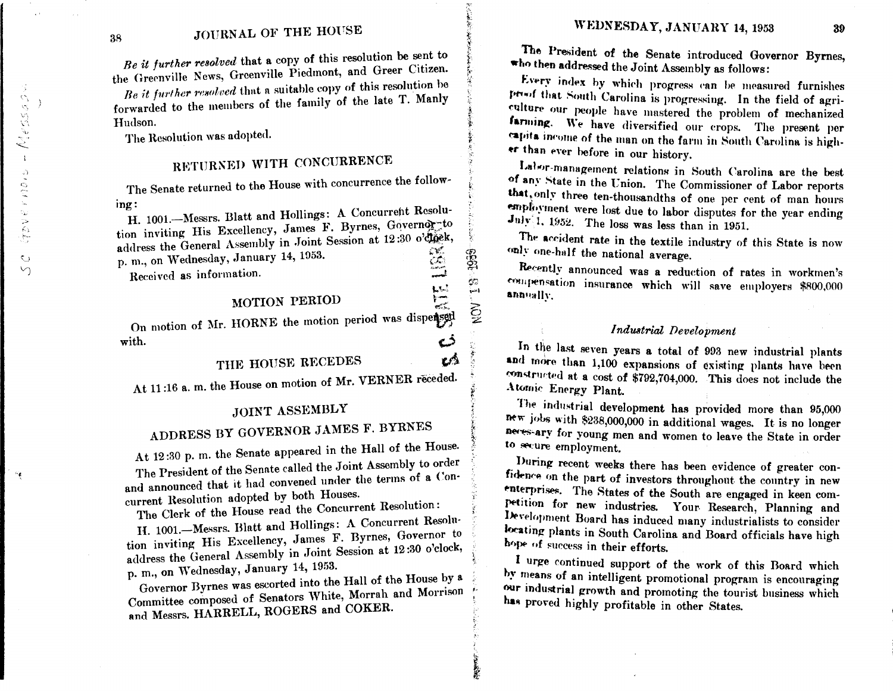*Be it further resolved* that a copy of this resolution be sent to the Greenville News, Greenville Piedmont, and Greer Citizen.

*Be it further resolved* that a suitable copy of this resolution be forwarded to the members of the family of the late T. Manly Hudson.

The Resolution was adopted.

## RETURNED WITH CONCURRENCE

The Senate returned to the House with concurrence the following:

H. 1001.—Messrs. Blatt and Hollings: A Concurrent Resolution inviting His Excellency, James F. Byrnes, Governor to address the General Assembly in Joint Session at 12:30 o'clock, p. m., on Wednesday, January 14, 1953.

Received as information.

## MOTION PERIOD

On motion of Mr. HORNE the motion period was dispensed with.

## THE HOUSE RECEDES

At 11:16 a. m. the House on motion of Mr. VERNER receded.

## JOINT ASSEMBLY

## ADDRESS BY GOVERNOR JAMES F. BYRNES

At 12:30 p. m. the Senate appeared in the Hall of the House.

The President of the Senate called the Joint Assembly to order and announced that it had convened under the terms of a Concurrent Resolution adopted by both Houses.

The Clerk of the House read the Concurrent Resolution:

H. 1001.—Messrs. Blatt and Hollings: A Concurrent Resolution inviting His Excellency, James F. Byrnes, Governor to address the General Assembly in Joint Session at 12:30 o'clock, p. m., on Wednesday, January 14, 1953.

Governor Byrnes was escorted into the Hall of the House by a Committee composed of Senators White, Morrah and Morrison and Messrs. HARRELL, ROGERS and COKER.

The President of the Senate introduced Governor Byrnes, who then addressed the Joint Assembly as follows:

Every index by which progress can be measured furnishes proof that South Carolina is progressing. In the field of agriculture our people have mastered the problem of mechanized farming. We have diversified our crops. The present per capita income of the man on the farm in South Carolina is higher than ever before in our history.

Labor-management relations in South Carolina are the best of any State in the Union. The Commissioner of Labor reports that only three ten-thousandths of one per cent of man hours employment were lost due to labor disputes for the year ending July 1, 1952. The loss was less than in 1951.

The accident rate in the textile industry of this State is now only one-half the national average.

Recently announced was a reduction of rates in workmen's compensation insurance which will save employers $800,000 annually.

### *Industrial Development*

In the last seven years a total of 993 new industrial plants and more than 1,100 expansions of existing plants have been constructed at a cost of $792,704,000. This does not include the Atomic Energy Plant.

The industrial development has provided more than 95,000 new jobs with $238,000,000 in additional wages. It is no longer necessary for young men and women to leave the State in order to secure employment.

During recent weeks there has been evidence of greater confidence on the part of investors throughout the country in new enterprises. The States of the South are engaged in keen competition for new industries. Your Research, Planning and Development Board has induced many industrialists to consider locating plants in South Carolina and Board officials have high hope of success in their efforts.

I urge continued support of the work of this Board which by means of an intelligent promotional program is encouraging our industrial growth and promoting the tourist business which has proved highly profitable in other States.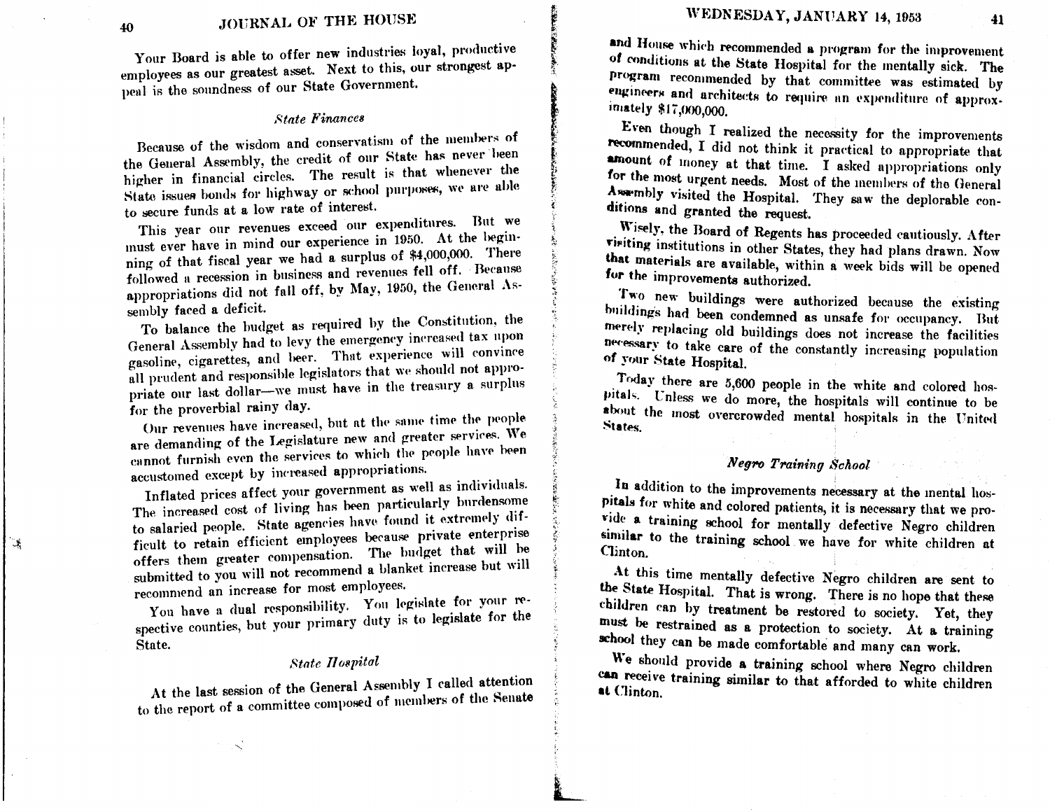Your Board is able to offer new industries loyal, productive employees as our greatest asset. Next to this, our strongest appeal is the soundness of our State Government.

### *State Finances*

Because of the wisdom and conservatism of the members of the General Assembly, the credit of our State has never been higher in financial circles. The result is that whenever the State issues bonds for highway or school purposes, we are able to secure funds at a low rate of interest.

This year our revenues exceed our expenditures. But we must ever have in mind our experience in 1950. At the beginning of that fiscal year we had a surplus of $4,000,000. There followed a recession in business and revenues fell off. Because appropriations did not fall off, by May, 1950, the General Assembly faced a deficit.

To balance the budget as required by the Constitution, the General Assembly had to levy the emergency increased tax upon gasoline, cigarettes, and beer. That experience will convince all prudent and responsible legislators that we should not appropriate our last dollar—we must have in the treasury a surplus for the proverbial rainy day.

Our revenues have increased, but at the same time the people are demanding of the Legislature new and greater services. We cannot furnish even the services to which the people have been accustomed except by increased appropriations.

Inflated prices affect your government as well as individuals. The increased cost of living has been particularly burdensome to salaried people. State agencies have found it extremely difficult to retain efficient employees because private enterprise offers them greater compensation. The budget that will be submitted to you will not recommend a blanket increase but will recommend an increase for most employees.

You have a dual responsibility. You legislate for your respective counties, but your primary duty is to legislate for the State.

### *State Hospital*

At the last session of the General Assembly I called attention to the report of a committee composed of members of the Senate and House which recommended a program for the improvement of conditions at the State Hospital for the mentally sick. The program recommended by that committee was estimated by engineers and architects to require an expenditure of approximately $17,000,000.

Even though I realized the necessity for the improvements recommended, I did not think it practical to appropriate that amount of money at that time. I asked appropriations only for the most urgent needs. Most of the members of the General Assembly visited the Hospital. They saw the deplorable conditions and granted the request.

Wisely, the Board of Regents has proceeded cautiously. After visiting institutions in other States, they had plans drawn. Now that materials are available, within a week bids will be opened for the improvements authorized.

Two new buildings were authorized because the existing buildings had been condemned as unsafe for occupancy. But merely replacing old buildings does not increase the facilities necessary to take care of the constantly increasing population of your State Hospital.

Today there are 5,600 people in the white and colored hospitals. Unless we do more, the hospitals will continue to be about the most overcrowded mental hospitals in the United States.

### *Negro Training School*

In addition to the improvements necessary at the mental hospitals for white and colored patients, it is necessary that we provide a training school for mentally defective Negro children similar to the training school we have for white children at Clinton.

At this time mentally defective Negro children are sent to the State Hospital. That is wrong. There is no hope that these children can by treatment be restored to society. Yet, they must be restrained as a protection to society. At a training school they can be made comfortable and many can work.

We should provide a training school where Negro children can receive training similar to that afforded to white children at Clinton.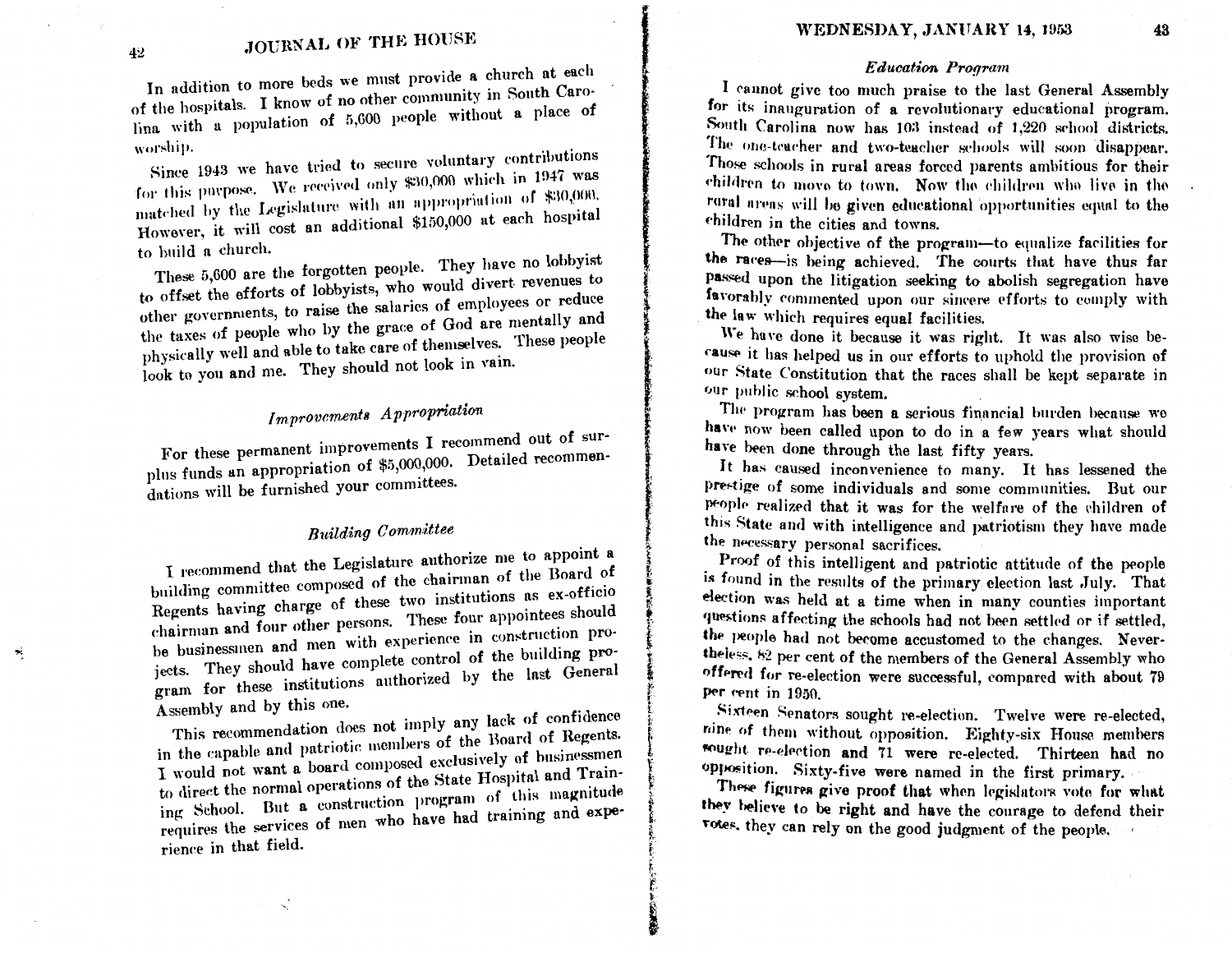In addition to more beds we must provide a church at each of the hospitals. I know of no other community in South Carolina with a population of 5,600 people without a place of worship.

Since 1943 we have tried to secure voluntary contributions for this purpose. We received only $30,000 which in 1947 was matched by the Legislature with an appropriation of $30,000. However, it will cost an additional $150,000 at each hospital to build a church.

These 5,600 are the forgotten people. They have no lobbyist to offset the efforts of lobbyists, who would divert revenues to other governments, to raise the salaries of employees or reduce the taxes of people who by the grace of God are mentally and physically well and able to take care of themselves. These people look to you and me. They should not look in vain.

### *Improvements Appropriation*

For these permanent improvements I recommend out of surplus funds an appropriation of $5,000,000. Detailed recommendations will be furnished your committees.

### *Building Committee*

I recommend that the Legislature authorize me to appoint a building committee composed of the chairman of the Board of Regents having charge of these two institutions as ex-officio chairman and four other persons. These four appointees should be businessmen and men with experience in construction projects. They should have complete control of the building program for these institutions authorized by the last General Assembly and by this one.

This recommendation does not imply any lack of confidence in the capable and patriotic members of the Board of Regents. I would not want a board composed exclusively of businessmen to direct the normal operations of the State Hospital and Training School. But a construction program of this magnitude requires the services of men who have had training and experience in that field.

### *Education Program*

I cannot give too much praise to the last General Assembly for its inauguration of a revolutionary educational program. South Carolina now has 103 instead of 1,220 school districts. The one-teacher and two-teacher schools will soon disappear. Those schools in rural areas forced parents ambitious for their children to move to town. Now the children who live in the rural areas will be given educational opportunities equal to the children in the cities and towns.

The other objective of the program—to equalize facilities for the races—is being achieved. The courts that have thus far passed upon the litigation seeking to abolish segregation have favorably commented upon our sincere efforts to comply with the law which requires equal facilities.

We have done it because it was right. It was also wise because it has helped us in our efforts to uphold the provision of our State Constitution that the races shall be kept separate in our public school system.

The program has been a serious financial burden because we have now been called upon to do in a few years what should have been done through the last fifty years.

It has caused inconvenience to many. It has lessened the prestige of some individuals and some communities. But our people realized that it was for the welfare of the children of this State and with intelligence and patriotism they have made the necessary personal sacrifices.

Proof of this intelligent and patriotic attitude of the people is found in the results of the primary election last July. That election was held at a time when in many counties important questions affecting the schools had not been settled or if settled, the people had not become accustomed to the changes. Nevertheless, 82 per cent of the members of the General Assembly who offered for re-election were successful, compared with about 79 per cent in 1950.

Sixteen Senators sought re-election. Twelve were re-elected, nine of them without opposition. Eighty-six House members sought re-election and 71 were re-elected. Thirteen had no opposition. Sixty-five were named in the first primary.

These figures give proof that when legislators vote for what they believe to be right and have the courage to defend their votes, they can rely on the good judgment of the people.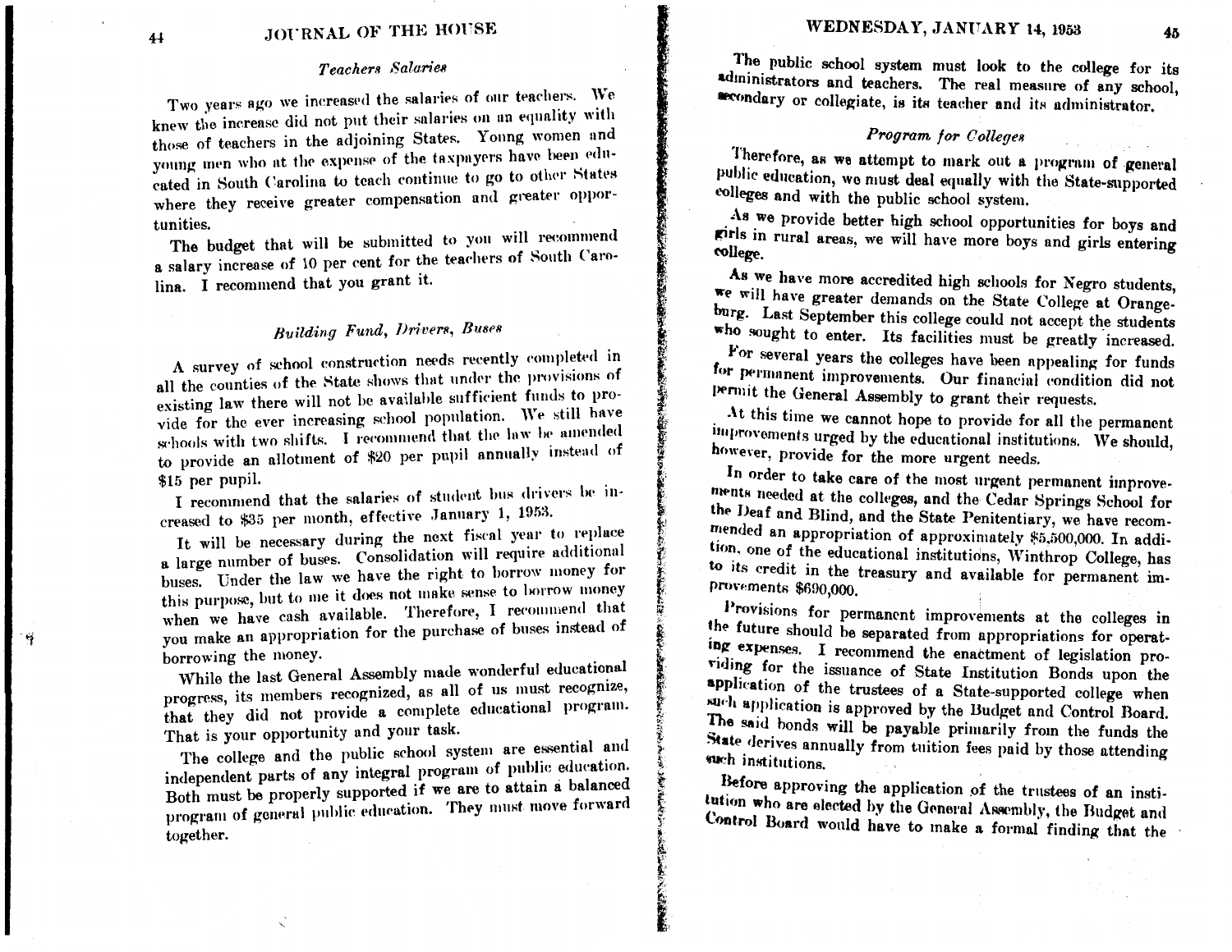### *Teachers Salaries*

Two years ago we increased the salaries of our teachers. We knew the increase did not put their salaries on an equality with those of teachers in the adjoining States. Young women and young men who at the expense of the taxpayers have been educated in South Carolina to teach continue to go to other States where they receive greater compensation and greater opportunities.

The budget that will be submitted to you will recommend a salary increase of 10 per cent for the teachers of South Carolina. I recommend that you grant it.

### *Building Fund, Drivers, Buses*

A survey of school construction needs recently completed in all the counties of the State shows that under the provisions of existing law there will not be available sufficient funds to provide for the ever increasing school population. We still have schools with two shifts. I recommend that the law be amended to provide an allotment of $20 per pupil annually instead of $15 per pupil.

I recommend that the salaries of student bus drivers be increased to $35 per month, effective January 1, 1953.

It will be necessary during the next fiscal year to replace a large number of buses. Consolidation will require additional buses. Under the law we have the right to borrow money for this purpose, but to me it does not make sense to borrow money when we have cash available. Therefore, I recommend that you make an appropriation for the purchase of buses instead of borrowing the money.

While the last General Assembly made wonderful educational progress, its members recognized, as all of us must recognize, that they did not provide a complete educational program. That is your opportunity and your task.

The college and the public school system are essential and independent parts of any integral program of public education. Both must be properly supported if we are to attain a balanced program of general public education. They must move forward together.

The public school system must look to the college for its administrators and teachers. The real measure of any school, secondary or collegiate, is its teacher and its administrator.

### *Program for Colleges*

Therefore, as we attempt to mark out a program of general public education, we must deal equally with the State-supported colleges and with the public school system.

As we provide better high school opportunities for boys and girls in rural areas, we will have more boys and girls entering college.

As we have more accredited high schools for Negro students, we will have greater demands on the State College at Orangeburg. Last September this college could not accept the students who sought to enter. Its facilities must be greatly increased.

For several years the colleges have been appealing for funds for permanent improvements. Our financial condition did not permit the General Assembly to grant their requests.

At this time we cannot hope to provide for all the permanent improvements urged by the educational institutions. We should, however, provide for the more urgent needs.

In order to take care of the most urgent permanent improvements needed at the colleges, and the Cedar Springs School for the Deaf and Blind, and the State Penitentiary, we have recommended an appropriation of approximately $5,500,000. In addition, one of the educational institutions, Winthrop College, has to its credit in the treasury and available for permanent improvements $690,000.

Provisions for permanent improvements at the colleges in the future should be separated from appropriations for operating expenses. I recommend the enactment of legislation providing for the issuance of State Institution Bonds upon the application of the trustees of a State-supported college when such application is approved by the Budget and Control Board. The said bonds will be payable primarily from the funds the State derives annually from tuition fees paid by those attending such institutions.

Before approving the application of the trustees of an institution who are elected by the General Assembly, the Budget and Control Board would have to make a formal finding that the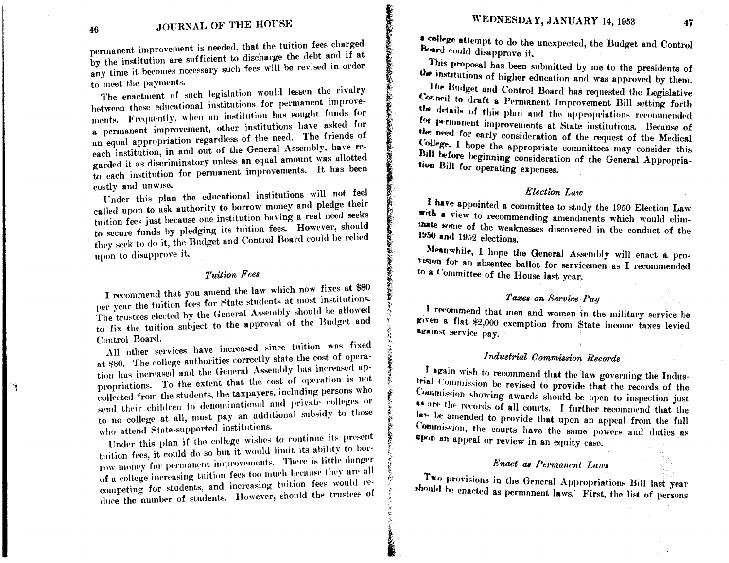permanent improvement is needed, that the tuition fees charged by the institution are sufficient to discharge the debt and if at any time it becomes necessary such fees will be revised in order to meet the payments.

The enactment of such legislation would lessen the rivalry between these educational institutions for permanent improvements. Frequently, when an institution has sought funds for a permanent improvement, other institutions have asked for an equal appropriation regardless of the need. The friends of each institution, in and out of the General Assembly, have regarded it as discriminatory unless an equal amount was allotted to each institution for permanent improvements. It has been costly and unwise.

Under this plan the educational institutions will not feel called upon to ask authority to borrow money and pledge their tuition fees just because one institution having a real need seeks to secure funds by pledging its tuition fees. However, should they seek to do it, the Budget and Control Board could be relied upon to disapprove it.

### *Tuition Fees*

I recommend that you amend the law which now fixes at $80 per year the tuition fees for State students at most institutions. The trustees elected by the General Assembly should be allowed to fix the tuition subject to the approval of the Budget and Control Board.

All other services have increased since tuition was fixed at $80. The college authorities correctly state the cost of operation has increased and the General Assembly has increased appropriations. To the extent that the cost of operation is not collected from the students, the taxpayers, including persons who send their children to denominational and private colleges or to no college at all, must pay an additional subsidy to those who attend State-supported institutions.

Under this plan if the college wishes to continue its present tuition fees, it could do so but it would limit its ability to borrow money for permanent improvements. There is little danger of a college increasing tuition fees too much because they are all competing for students, and increasing tuition fees would reduce the number of students. However, should the trustees of a college attempt to do the unexpected, the Budget and Control Board could disapprove it.

This proposal has been submitted by me to the presidents of the institutions of higher education and was approved by them.

The Budget and Control Board has requested the Legislative Council to draft a Permanent Improvement Bill setting forth the details of this plan and the appropriations recommended for permanent improvements at State institutions. Because of the need for early consideration of the request of the Medical College, I hope the appropriate committees may consider this Bill before beginning consideration of the General Appropriation Bill for operating expenses.

### *Election Law*

I have appointed a committee to study the 1950 Election Law with a view to recommending amendments which would eliminate some of the weaknesses discovered in the conduct of the 1950 and 1952 elections.

Meanwhile, I hope the General Assembly will enact a provision for an absentee ballot for servicemen as I recommended to a Committee of the House last year.

### *Taxes on Service Pay*

I recommend that men and women in the military service be given a flat $2,000 exemption from State income taxes levied against service pay.

### *Industrial Commission Records*

I again wish to recommend that the law governing the Industrial Commission be revised to provide that the records of the Commission showing awards should be open to inspection just as are the records of all courts. I further recommend that the law be amended to provide that upon an appeal from the full Commission, the courts have the same powers and duties as upon an appeal or review in an equity case.

### *Enact as Permanent Laws*

Two provisions in the General Appropriations Bill last year should be enacted as permanent laws. First, the list of persons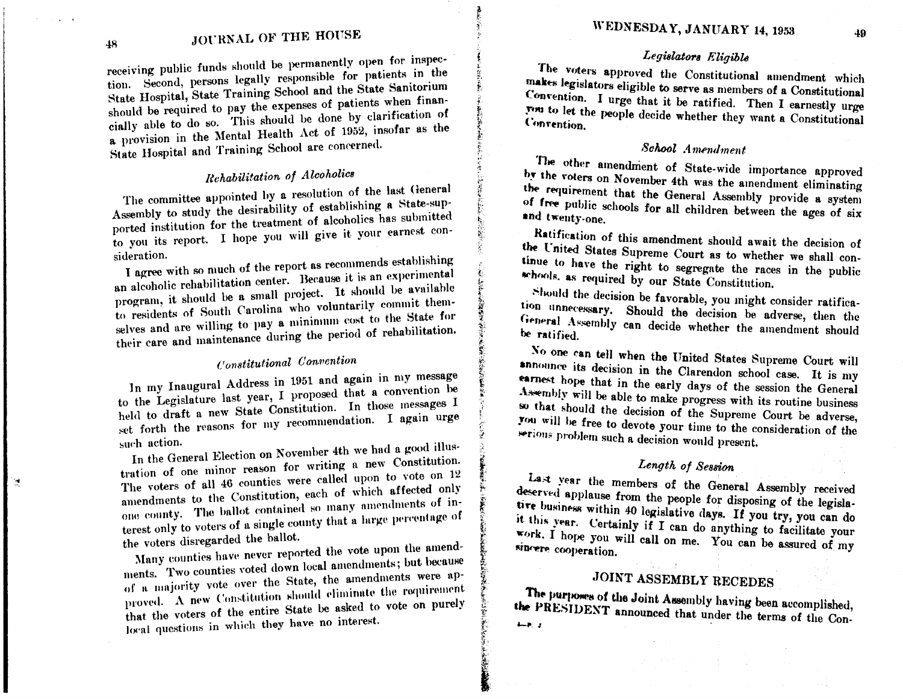receiving public funds should be permanently open for inspection. Second, persons legally responsible for patients in the State Hospital, State Training School and the State Sanitorium should be required to pay the expenses of patients when financially able to do so. This should be done by clarification of a provision in the Mental Health Act of 1952, insofar as the State Hospital and Training School are concerned.

### *Rehabilitation of Alcoholics*

The committee appointed by a resolution of the last General Assembly to study the desirability of establishing a State-supported institution for the treatment of alcoholics has submitted to you its report. I hope you will give it your earnest consideration.

I agree with so much of the report as recommends establishing an alcoholic rehabilitation center. Because it is an experimental program, it should be a small project. It should be available to residents of South Carolina who voluntarily commit themselves and are willing to pay a minimum cost to the State for their care and maintenance during the period of rehabilitation.

### *Constitutional Convention*

In my Inaugural Address in 1951 and again in my message to the Legislature last year, I proposed that a convention be held to draft a new State Constitution. In those messages I set forth the reasons for my recommendation. I again urge such action.

In the General Election on November 4th we had a good illustration of one minor reason for writing a new Constitution. The voters of all 46 counties were called upon to vote on 12 amendments to the Constitution, each of which affected only one county. The ballot contained so many amendments of interest only to voters of a single county that a large percentage of the voters disregarded the ballot.

Many counties have never reported the vote upon the amendments. Two counties voted down local amendments; but because of a majority vote over the State, the amendments were approved. A new Constitution should eliminate the requirement that the voters of the entire State be asked to vote on purely local questions in which they have no interest.

### *Legislators Eligible*

The voters approved the Constitutional amendment which makes legislators eligible to serve as members of a Constitutional Convention. I urge that it be ratified. Then I earnestly urge you to let the people decide whether they want a Constitutional Convention.

### *School Amendment*

The other amendment of State-wide importance approved by the voters on November 4th was the amendment eliminating the requirement that the General Assembly provide a system of free public schools for all children between the ages of six and twenty-one.

Ratification of this amendment should await the decision of the United States Supreme Court as to whether we shall continue to have the right to segregate the races in the public schools, as required by our State Constitution.

Should the decision be favorable, you might consider ratification unnecessary. Should the decision be adverse, then the General Assembly can decide whether the amendment should be ratified.

No one can tell when the United States Supreme Court will announce its decision in the Clarendon school case. It is my earnest hope that in the early days of the session the General Assembly will be able to make progress with its routine business so that should the decision of the Supreme Court be adverse, you will be free to devote your time to the consideration of the serious problem such a decision would present.

### *Length of Session*

Last year the members of the General Assembly received deserved applause from the people for disposing of the legislative business within 40 legislative days. If you try, you can do it this year. Certainly if I can do anything to facilitate your work, I hope you will call on me. You can be assured of my sincere cooperation.

## JOINT ASSEMBLY RECEDES

**The purposes of the Joint Assembly having been accomplished, the PRESIDENT announced that under the terms of the Con-**